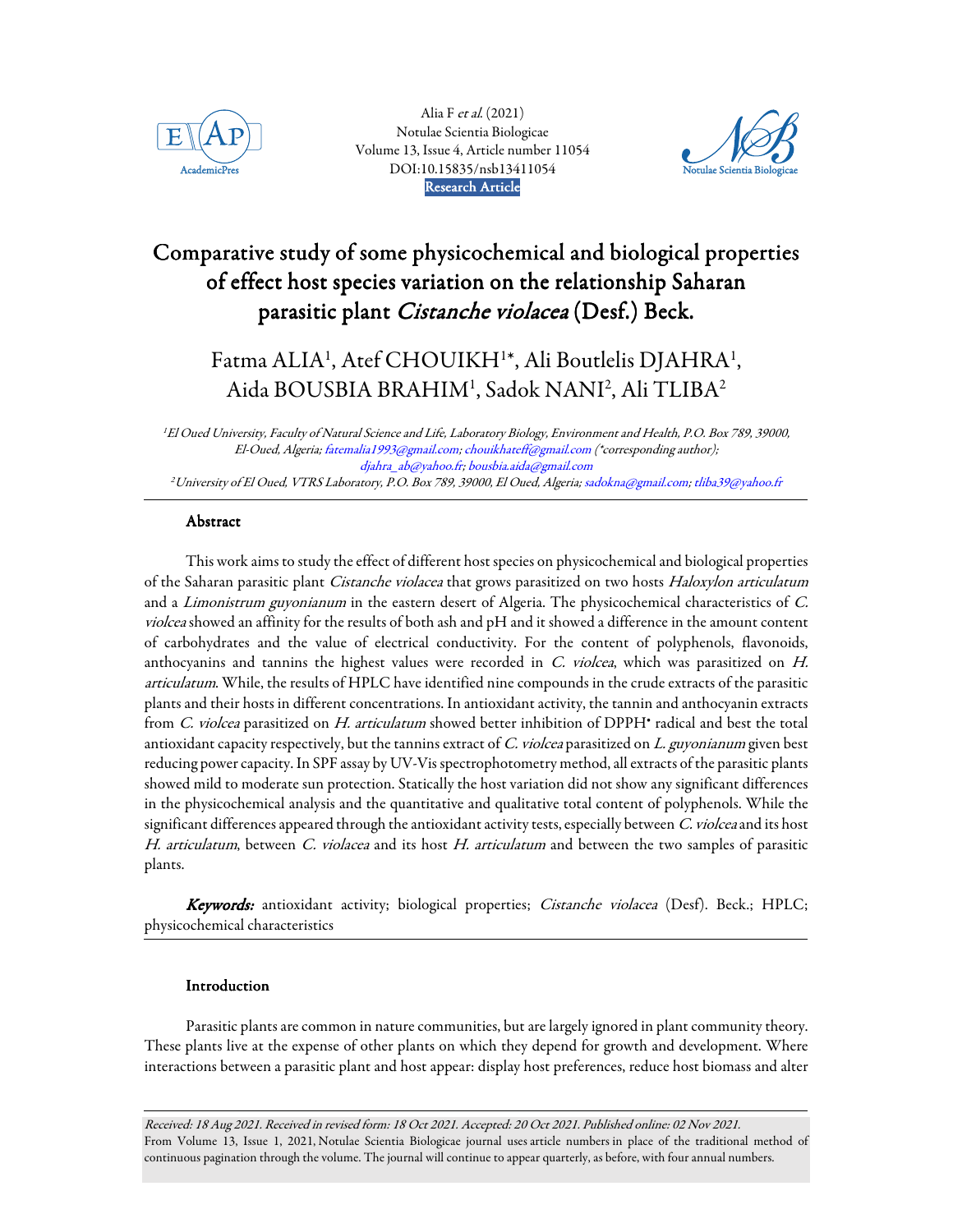Alia F *et al.* (2021)
Notulae Scientia Biologicae
Volume 13, Issue 4, Article number 11054
DOI:10.15835/nsb13411054
**Research Article**

# Comparative study of some physicochemical and biological properties of effect host species variation on the relationship Saharan parasitic plant *Cistanche violacea* (Desf.) Beck.

Fatma ALIA[1], Atef CHOUIKH[1*], Ali Boutlelis DJAHRA[1], Aida BOUSBIA BRAHIM[1], Sadok NANI[2], Ali TLIBA[2]

*[1]El Oued University, Faculty of Natural Science and Life, Laboratory Biology, Environment and Health, P.O. Box 789, 39000, El-Oued, Algeria; fatemalia1993@gmail.com; chouikhateff@gmail.com (\*corresponding author); djahra_ab@yahoo.fr; bousbia.aida@gmail.com*
*[2]University of El Oued, VTRS Laboratory, P.O. Box 789, 39000, El Oued, Algeria; sadokna@gmail.com; tliba39@yahoo.fr*

## Abstract

This work aims to study the effect of different host species on physicochemical and biological properties of the Saharan parasitic plant *Cistanche violacea* that grows parasitized on two hosts *Haloxylon articulatum* and a *Limonistrum guyonianum* in the eastern desert of Algeria. The physicochemical characteristics of *C. violcea* showed an affinity for the results of both ash and pH and it showed a difference in the amount content of carbohydrates and the value of electrical conductivity. For the content of polyphenols, flavonoids, anthocyanins and tannins the highest values were recorded in *C. violcea*, which was parasitized on *H. articulatum*. While, the results of HPLC have identified nine compounds in the crude extracts of the parasitic plants and their hosts in different concentrations. In antioxidant activity, the tannin and anthocyanin extracts from *C. violcea* parasitized on *H. articulatum* showed better inhibition of DPPH• radical and best the total antioxidant capacity respectively, but the tannins extract of *C. violcea* parasitized on *L. guyonianum* given best reducing power capacity. In SPF assay by UV-Vis spectrophotometry method, all extracts of the parasitic plants showed mild to moderate sun protection. Statically the host variation did not show any significant differences in the physicochemical analysis and the quantitative and qualitative total content of polyphenols. While the significant differences appeared through the antioxidant activity tests, especially between *C. violcea* and its host *H. articulatum*, between *C. violacea* and its host *H. articulatum* and between the two samples of parasitic plants.

***Keywords:*** antioxidant activity; biological properties; *Cistanche violacea* (Desf). Beck.; HPLC; physicochemical characteristics

## Introduction

Parasitic plants are common in nature communities, but are largely ignored in plant community theory. These plants live at the expense of other plants on which they depend for growth and development. Where interactions between a parasitic plant and host appear: display host preferences, reduce host biomass and alter

*Received: 18 Aug 2021. Received in revised form: 18 Oct 2021. Accepted: 20 Oct 2021. Published online: 02 Nov 2021.*
From Volume 13, Issue 1, 2021, Notulae Scientia Biologicae journal uses article numbers in place of the traditional method of continuous pagination through the volume. The journal will continue to appear quarterly, as before, with four annual numbers.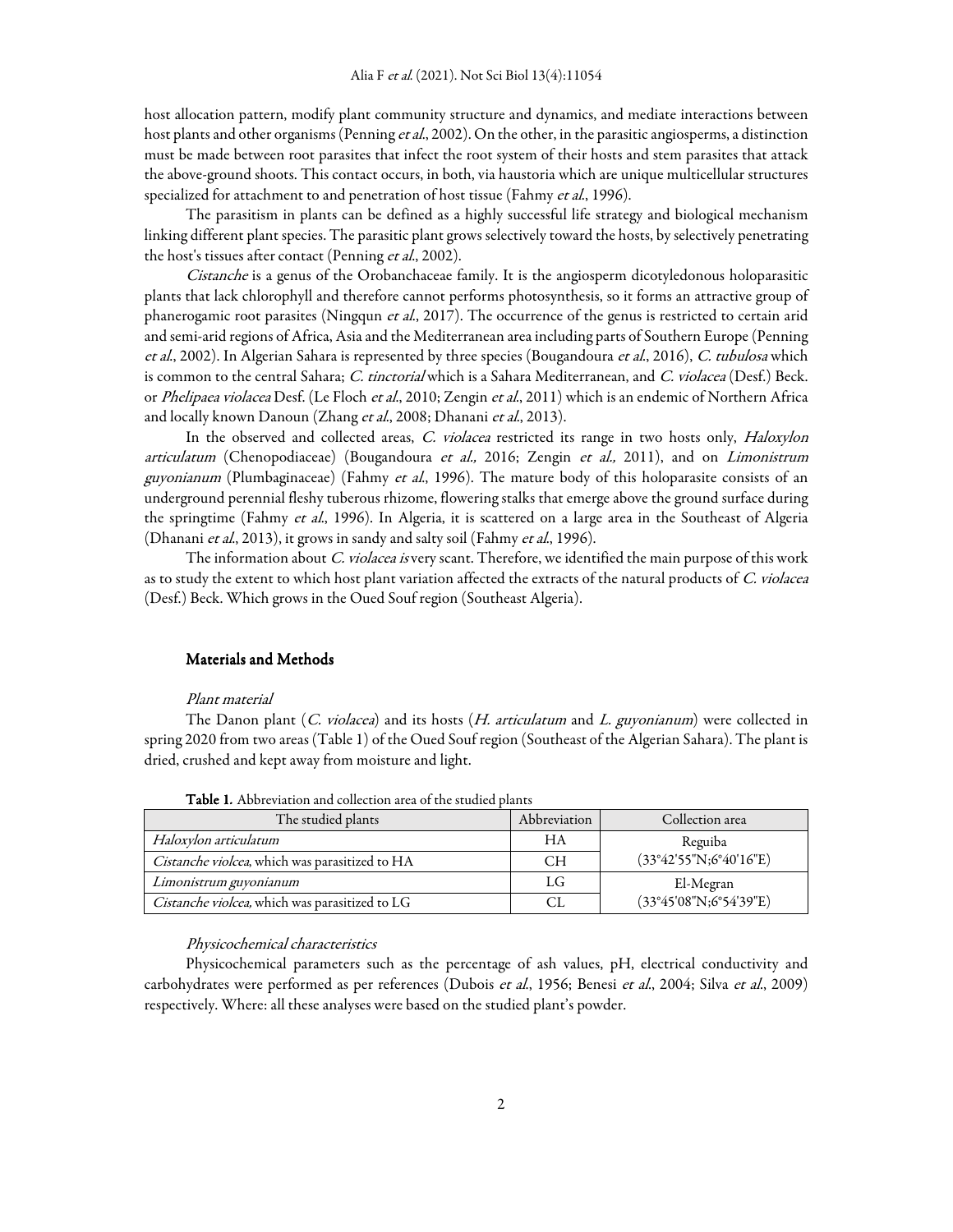host allocation pattern, modify plant community structure and dynamics, and mediate interactions between host plants and other organisms (Penning *et al.*, 2002). On the other, in the parasitic angiosperms, a distinction must be made between root parasites that infect the root system of their hosts and stem parasites that attack the above-ground shoots. This contact occurs, in both, via haustoria which are unique multicellular structures specialized for attachment to and penetration of host tissue (Fahmy *et al.*, 1996).

The parasitism in plants can be defined as a highly successful life strategy and biological mechanism linking different plant species. The parasitic plant grows selectively toward the hosts, by selectively penetrating the host's tissues after contact (Penning *et al.*, 2002).

*Cistanche* is a genus of the Orobanchaceae family. It is the angiosperm dicotyledonous holoparasitic plants that lack chlorophyll and therefore cannot performs photosynthesis, so it forms an attractive group of phanerogamic root parasites (Ningqun *et al.*, 2017). The occurrence of the genus is restricted to certain arid and semi-arid regions of Africa, Asia and the Mediterranean area including parts of Southern Europe (Penning *et al.*, 2002). In Algerian Sahara is represented by three species (Bougandoura *et al.*, 2016), *C. tubulosa* which is common to the central Sahara; *C. tinctorial* which is a Sahara Mediterranean, and *C. violacea* (Desf.) Beck. or *Phelipaea violacea* Desf. (Le Floch *et al.*, 2010; Zengin *et al.*, 2011) which is an endemic of Northern Africa and locally known Danoun (Zhang *et al.*, 2008; Dhanani *et al.*, 2013).

In the observed and collected areas, *C. violacea* restricted its range in two hosts only, *Haloxylon articulatum* (Chenopodiaceae) (Bougandoura *et al.,* 2016; Zengin *et al.,* 2011), and on *Limonistrum guyonianum* (Plumbaginaceae) (Fahmy *et al.*, 1996). The mature body of this holoparasite consists of an underground perennial fleshy tuberous rhizome, flowering stalks that emerge above the ground surface during the springtime (Fahmy *et al.*, 1996). In Algeria, it is scattered on a large area in the Southeast of Algeria (Dhanani *et al.*, 2013), it grows in sandy and salty soil (Fahmy *et al.*, 1996).

The information abount *C. violacea is* very scant. Therefore, we identified the main purpose of this work as to study the extent to which host plant variation affected the extracts of the natural products of *C. violacea* (Desf.) Beck. Which grows in the Oued Souf region (Southeast Algeria).

## Materials and Methods

### *Plant material*

The Danon plant (*C. violacea*) and its hosts (*H. articulatum* and *L. guyonianum*) were collected in spring 2020 from two areas (Table 1) of the Oued Souf region (Southeast of the Algerian Sahara). The plant is dried, crushed and kept away from moisture and light.

**Table 1.** Abbreviation and collection area of the studied plants

| The studied plants | Abbreviation | Collection area |
|---|---|---|
| *Haloxylon articulatum* | HA | Reguiba (33°42'55"N;6°40'16"E) |
| *Cistanche violcea*, which was parasitized to HA | CH | |
| *Limonistrum guyonianum* | LG | El-Megran (33°45'08"N;6°54'39"E) |
| *Cistanche violcea,* which was parasitized to LG | CL | |

### *Physicochemical characteristics*

Physicochemical parameters such as the percentage of ash values, pH, electrical conductivity and carbohydrates were performed as per references (Dubois *et al.*, 1956; Benesi *et al.*, 2004; Silva *et al.*, 2009) respectively. Where: all these analyses were based on the studied plant's powder.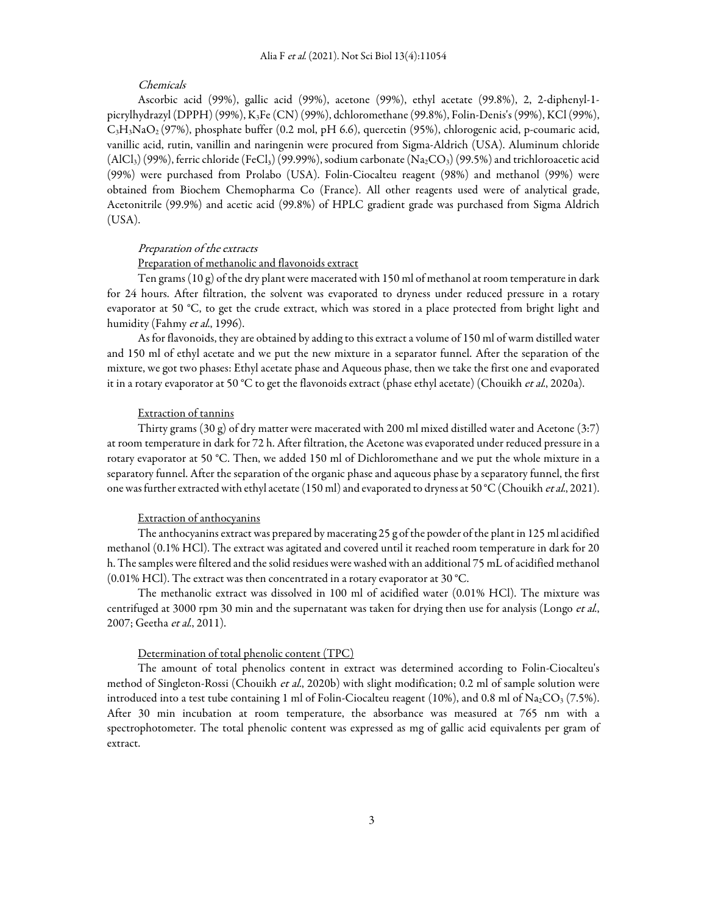### *Chemicals*

Ascorbic acid (99%), gallic acid (99%), acetone (99%), ethyl acetate (99.8%), 2, 2-diphenyl-1-picrylhydrazyl (DPPH) (99%), $K_3Fe$ (CN) (99%), dchloromethane (99.8%), Folin-Denis's (99%), KCl (99%), $C_3H_3NaO_2$ (97%), phosphate buffer (0.2 mol, pH 6.6), quercetin (95%), chlorogenic acid, p-coumaric acid, vanillic acid, rutin, vanillin and naringenin were procured from Sigma-Aldrich (USA). Aluminum chloride ($AlCl_3$) (99%), ferric chloride ($FeCl_3$) (99.99%), sodium carbonate ($Na_2CO_3$) (99.5%) and trichloroacetic acid (99%) were purchased from Prolabo (USA). Folin-Ciocalteu reagent (98%) and methanol (99%) were obtained from Biochem Chemopharma Co (France). All other reagents used were of analytical grade, Acetonitrile (99.9%) and acetic acid (99.8%) of HPLC gradient grade was purchased from Sigma Aldrich (USA).

### *Preparation of the extracts*

#### Preparation of methanolic and flavonoids extract

Ten grams (10 g) of the dry plant were macerated with 150 ml of methanol at room temperature in dark for 24 hours. After filtration, the solvent was evaporated to dryness under reduced pressure in a rotary evaporator at 50 °C, to get the crude extract, which was stored in a place protected from bright light and humidity (Fahmy *et al*., 1996).

As for flavonoids, they are obtained by adding to this extract a volume of 150 ml of warm distilled water and 150 ml of ethyl acetate and we put the new mixture in a separator funnel. After the separation of the mixture, we got two phases: Ethyl acetate phase and Aqueous phase, then we take the first one and evaporated it in a rotary evaporator at 50 °C to get the flavonoids extract (phase ethyl acetate) (Chouikh *et al*., 2020a).

#### Extraction of tannins

Thirty grams (30 g) of dry matter were macerated with 200 ml mixed distilled water and Acetone (3:7) at room temperature in dark for 72 h. After filtration, the Acetone was evaporated under reduced pressure in a rotary evaporator at 50 °C. Then, we added 150 ml of Dichloromethane and we put the whole mixture in a separatory funnel. After the separation of the organic phase and aqueous phase by a separatory funnel, the first one was further extracted with ethyl acetate (150 ml) and evaporated to dryness at 50 °C (Chouikh *et al*., 2021).

#### Extraction of anthocyanins

The anthocyanins extract was prepared by macerating 25 g of the powder of the plant in 125 ml acidified methanol (0.1% HCl). The extract was agitated and covered until it reached room temperature in dark for 20 h. The samples were filtered and the solid residues were washed with an additional 75 mL of acidified methanol (0.01% HCl). The extract was then concentrated in a rotary evaporator at 30 °C.

The methanolic extract was dissolved in 100 ml of acidified water (0.01% HCl). The mixture was centrifuged at 3000 rpm 30 min and the supernatant was taken for drying then use for analysis (Longo *et al*., 2007; Geetha *et al*., 2011).

#### Determination of total phenolic content (TPC)

The amount of total phenolics content in extract was determined according to Folin-Ciocalteu's method of Singleton-Rossi (Chouikh *et al*., 2020b) with slight modification; 0.2 ml of sample solution were introduced into a test tube containing 1 ml of Folin-Ciocalteu reagent (10%), and 0.8 ml of $Na_2CO_3$ (7.5%). After 30 min incubation at room temperature, the absorbance was measured at 765 nm with a spectrophotometer. The total phenolic content was expressed as mg of gallic acid equivalents per gram of extract.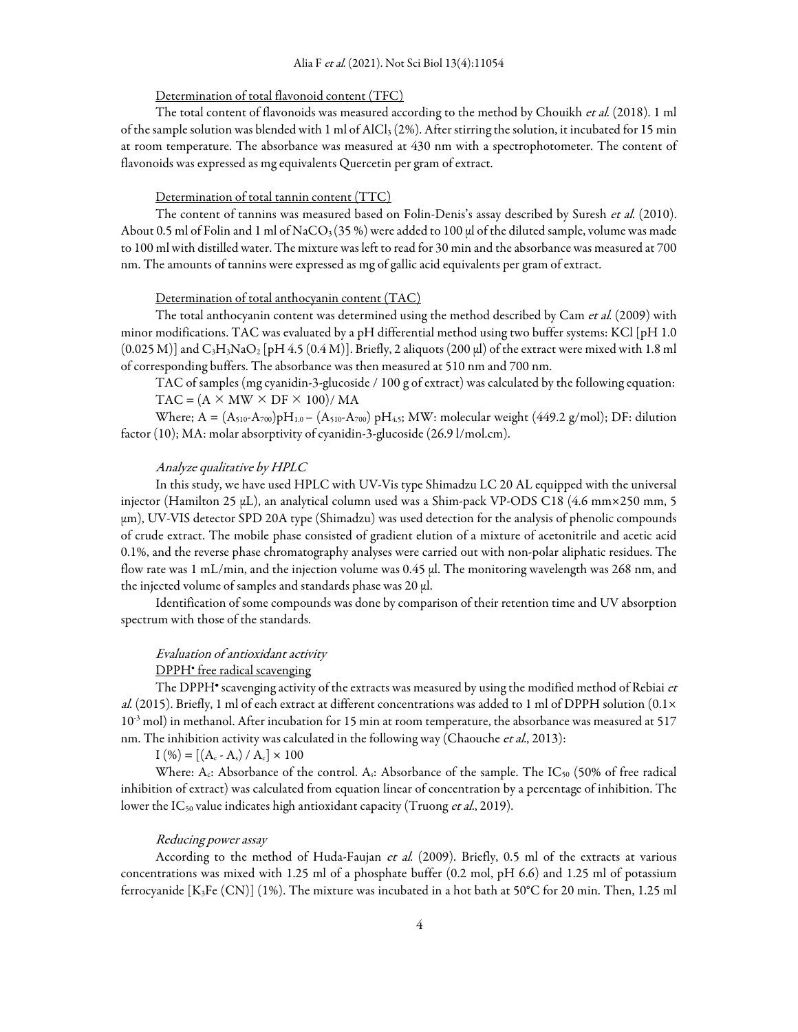#### Determination of total flavonoid content (TFC)

The total content of flavonoids was measured according to the method by Chouikh *et al.* (2018). 1 ml of the sample solution was blended with 1 ml of $AlCl_3$ (2%). After stirring the solution, it incubated for 15 min at room temperature. The absorbance was measured at 430 nm with a spectrophotometer. The content of flavonoids was expressed as mg equivalents Quercetin per gram of extract.

#### Determination of total tannin content (TTC)

The content of tannins was measured based on Folin-Denis's assay described by Suresh *et al.* (2010). About 0.5 ml of Folin and 1 ml of $NaCO_3$ (35 %) were added to 100 µl of the diluted sample, volume was made to 100 ml with distilled water. The mixture was left to read for 30 min and the absorbance was measured at 700 nm. The amounts of tannins were expressed as mg of gallic acid equivalents per gram of extract.

#### Determination of total anthocyanin content (TAC)

The total anthocyanin content was determined using the method described by Cam *et al.* (2009) with minor modifications. TAC was evaluated by a pH differential method using two buffer systems: KCl [pH 1.0 (0.025 M)] and $C_3H_3NaO_2$ [pH 4.5 (0.4 M)]. Briefly, 2 aliquots (200 µl) of the extract were mixed with 1.8 ml of corresponding buffers. The absorbance was then measured at 510 nm and 700 nm.

TAC of samples (mg cyanidin-3-glucoside / 100 g of extract) was calculated by the following equation:

$$TAC = (A \times MW \times DF \times 100) / MA$$

Where; $A = (A_{510}\text{-}A_{700})pH_{1.0} - (A_{510}\text{-}A_{700})\ pH_{4.5}$; MW: molecular weight (449.2 g/mol); DF: dilution factor (10); MA: molar absorptivity of cyanidin-3-glucoside (26.9 l/mol.cm).

### *Analyze qualitative by HPLC*

In this study, we have used HPLC with UV-Vis type Shimadzu LC 20 AL equipped with the universal injector (Hamilton 25 µL), an analytical column used was a Shim-pack VP-ODS C18 (4.6 mm×250 mm, 5 µm), UV-VIS detector SPD 20A type (Shimadzu) was used detection for the analysis of phenolic compounds of crude extract. The mobile phase consisted of gradient elution of a mixture of acetonitrile and acetic acid 0.1%, and the reverse phase chromatography analyses were carried out with non-polar aliphatic residues. The flow rate was 1 mL/min, and the injection volume was 0.45 µl. The monitoring wavelength was 268 nm, and the injected volume of samples and standards phase was 20 µl.

Identification of some compounds was done by comparison of their retention time and UV absorption spectrum with those of the standards.

### *Evaluation of antioxidant activity*

#### DPPH• free radical scavenging

The DPPH• scavenging activity of the extracts was measured by using the modified method of Rebiai *et al.* (2015). Briefly, 1 ml of each extract at different concentrations was added to 1 ml of DPPH solution ($0.1\times 10^{-3}$ mol) in methanol. After incubation for 15 min at room temperature, the absorbance was measured at 517 nm. The inhibition activity was calculated in the following way (Chaouche *et al.*, 2013):

$$I\ (\%) = [(A_c - A_s) / A_c] \times 100$$

Where: $A_c$: Absorbance of the control. $A_s$: Absorbance of the sample. The $IC_{50}$ (50% of free radical inhibition of extract) was calculated from equation linear of concentration by a percentage of inhibition. The lower the $IC_{50}$ value indicates high antioxidant capacity (Truong *et al.*, 2019).

### *Reducing power assay*

According to the method of Huda-Faujan *et al.* (2009). Briefly, 0.5 ml of the extracts at various concentrations was mixed with 1.25 ml of a phosphate buffer (0.2 mol, pH 6.6) and 1.25 ml of potassium ferrocyanide [$K_3Fe$ (CN)] (1%). The mixture was incubated in a hot bath at 50°C for 20 min. Then, 1.25 ml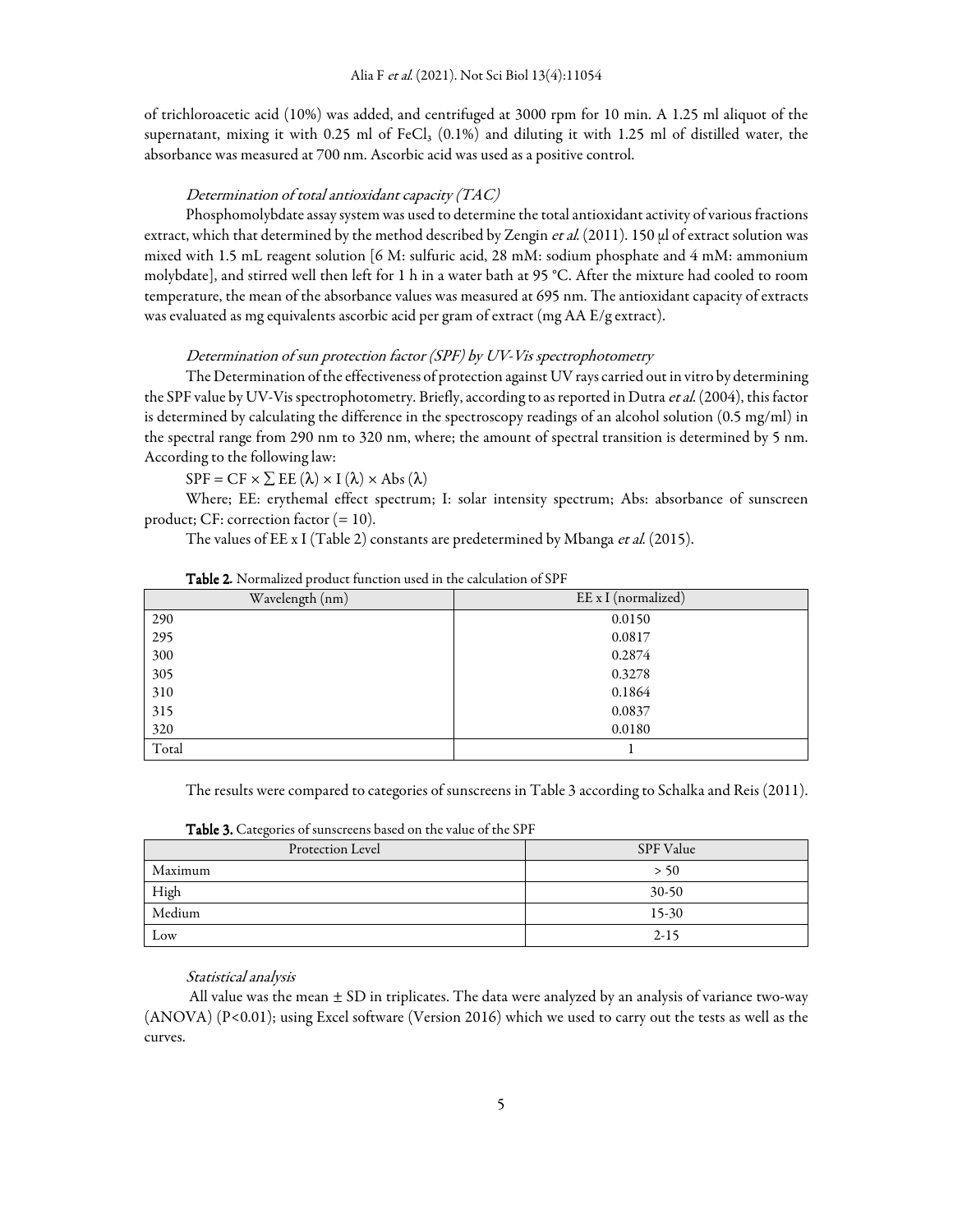of trichloroacetic acid (10%) was added, and centrifuged at 3000 rpm for 10 min. A 1.25 ml aliquot of the supernatant, mixing it with 0.25 ml of $FeCl_3$ (0.1%) and diluting it with 1.25 ml of distilled water, the absorbance was measured at 700 nm. Ascorbic acid was used as a positive control.

*Determination of total antioxidant capacity (TAC)*

Phosphomolybdate assay system was used to determine the total antioxidant activity of various fractions extract, which that determined by the method described by Zengin *et al.* (2011). 150 µl of extract solution was mixed with 1.5 mL reagent solution [6 M: sulfuric acid, 28 mM: sodium phosphate and 4 mM: ammonium molybdate], and stirred well then left for 1 h in a water bath at 95 °C. After the mixture had cooled to room temperature, the mean of the absorbance values was measured at 695 nm. The antioxidant capacity of extracts was evaluated as mg equivalents ascorbic acid per gram of extract (mg AA E/g extract).

*Determination of sun protection factor (SPF) by UV-Vis spectrophotometry*

The Determination of the effectiveness of protection against UV rays carried out in vitro by determining the SPF value by UV-Vis spectrophotometry. Briefly, according to as reported in Dutra *et al.* (2004), this factor is determined by calculating the difference in the spectroscopy readings of an alcohol solution (0.5 mg/ml) in the spectral range from 290 nm to 320 nm, where; the amount of spectral transition is determined by 5 nm. According to the following law:

$$SPF = CF \times \sum EE(\lambda) \times I(\lambda) \times Abs(\lambda)$$

Where; EE: erythemal effect spectrum; I: solar intensity spectrum; Abs: absorbance of sunscreen product; CF: correction factor (= 10).

The values of EE x I (Table 2) constants are predetermined by Mbanga *et al.* (2015).

**Table 2.** Normalized product function used in the calculation of SPF

| Wavelength (nm) | EE x I (normalized) |
|---|---|
| 290 | 0.0150 |
| 295 | 0.0817 |
| 300 | 0.2874 |
| 305 | 0.3278 |
| 310 | 0.1864 |
| 315 | 0.0837 |
| 320 | 0.0180 |
| Total | 1 |

The results were compared to categories of sunscreens in Table 3 according to Schalka and Reis (2011).

**Table 3.** Categories of sunscreens based on the value of the SPF

| Protection Level | SPF Value |
|---|---|
| Maximum | > 50 |
| High | 30-50 |
| Medium | 15-30 |
| Low | 2-15 |

*Statistical analysis*

All value was the mean ± SD in triplicates. The data were analyzed by an analysis of variance two-way (ANOVA) ($P<0.01$); using Excel software (Version 2016) which we used to carry out the tests as well as the curves.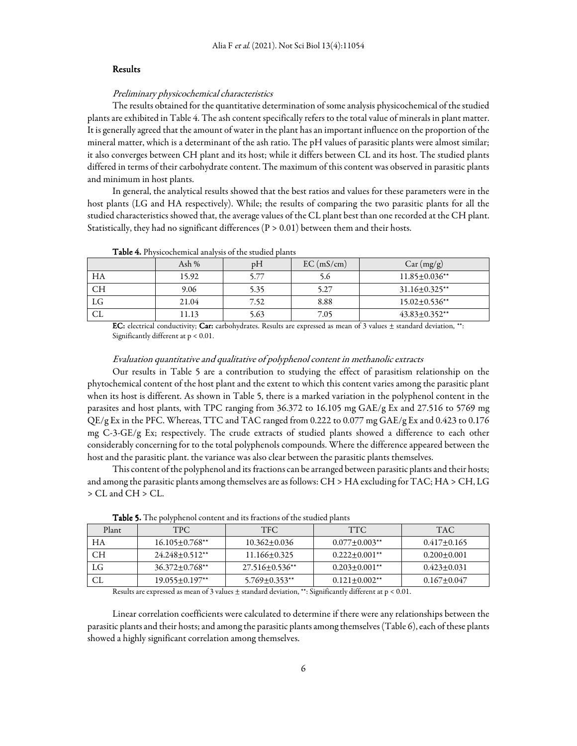## Results

### *Preliminary physicochemical characteristics*

The results obtained for the quantitative determination of some analysis physicochemical of the studied plants are exhibited in Table 4. The ash content specifically refers to the total value of minerals in plant matter. It is generally agreed that the amount of water in the plant has an important influence on the proportion of the mineral matter, which is a determinant of the ash ratio. The pH values of parasitic plants were almost similar; it also converges between CH plant and its host; while it differs between CL and its host. The studied plants differed in terms of their carbohydrate content. The maximum of this content was observed in parasitic plants and minimum in host plants.

In general, the analytical results showed that the best ratios and values for these parameters were in the host plants (LG and HA respectively). While; the results of comparing the two parasitic plants for all the studied characteristics showed that, the average values of the CL plant best than one recorded at the CH plant. Statistically, they had no significant differences ($P > 0.01$) between them and their hosts.

**Table 4.** Physicochemical analysis of the studied plants

| | Ash % | pH | EC (mS/cm) | Car (mg/g) |
|---|---|---|---|---|
| HA | 15.92 | 5.77 | 5.6 | 11.85±0.036** |
| CH | 9.06 | 5.35 | 5.27 | 31.16±0.325** |
| LG | 21.04 | 7.52 | 8.88 | 15.02±0.536** |
| CL | 11.13 | 5.63 | 7.05 | 43.83±0.352** |

**EC:** electrical conductivity; **Car:** carbohydrates. Results are expressed as mean of 3 values ± standard deviation, **: Significantly different at $p < 0.01$.

### *Evaluation quantitative and qualitative of polyphenol content in methanolic extracts*

Our results in Table 5 are a contribution to studying the effect of parasitism relationship on the phytochemical content of the host plant and the extent to which this content varies among the parasitic plant when its host is different. As shown in Table 5, there is a marked variation in the polyphenol content in the parasites and host plants, with TPC ranging from 36.372 to 16.105 mg GAE/g Ex and 27.516 to 5769 mg QE/g Ex in the PFC. Whereas, TTC and TAC ranged from 0.222 to 0.077 mg GAE/g Ex and 0.423 to 0.176 mg C-3-GE/g Ex; respectively. The crude extracts of studied plants showed a difference to each other considerably concerning for to the total polyphenols compounds. Where the difference appeared between the host and the parasitic plant. the variance was also clear between the parasitic plants themselves.

This content of the polyphenol and its fractions can be arranged between parasitic plants and their hosts; and among the parasitic plants among themselves are as follows: CH > HA excluding for TAC; HA > CH, LG > CL and CH > CL.

**Table 5.** The polyphenol content and its fractions of the studied plants

| Plant | TPC | TFC | TTC | TAC |
|---|---|---|---|---|
| HA | 16.105±0.768** | 10.362±0.036 | 0.077±0.003** | 0.417±0.165 |
| CH | 24.248±0.512** | 11.166±0.325 | 0.222±0.001** | 0.200±0.001 |
| LG | 36.372±0.768** | 27.516±0.536** | 0.203±0.001** | 0.423±0.031 |
| CL | 19.055±0.197** | 5.769±0.353** | 0.121±0.002** | 0.167±0.047 |

Results are expressed as mean of 3 values ± standard deviation, **: Significantly different at $p < 0.01$.

Linear correlation coefficients were calculated to determine if there were any relationships between the parasitic plants and their hosts; and among the parasitic plants among themselves (Table 6), each of these plants showed a highly significant correlation among themselves.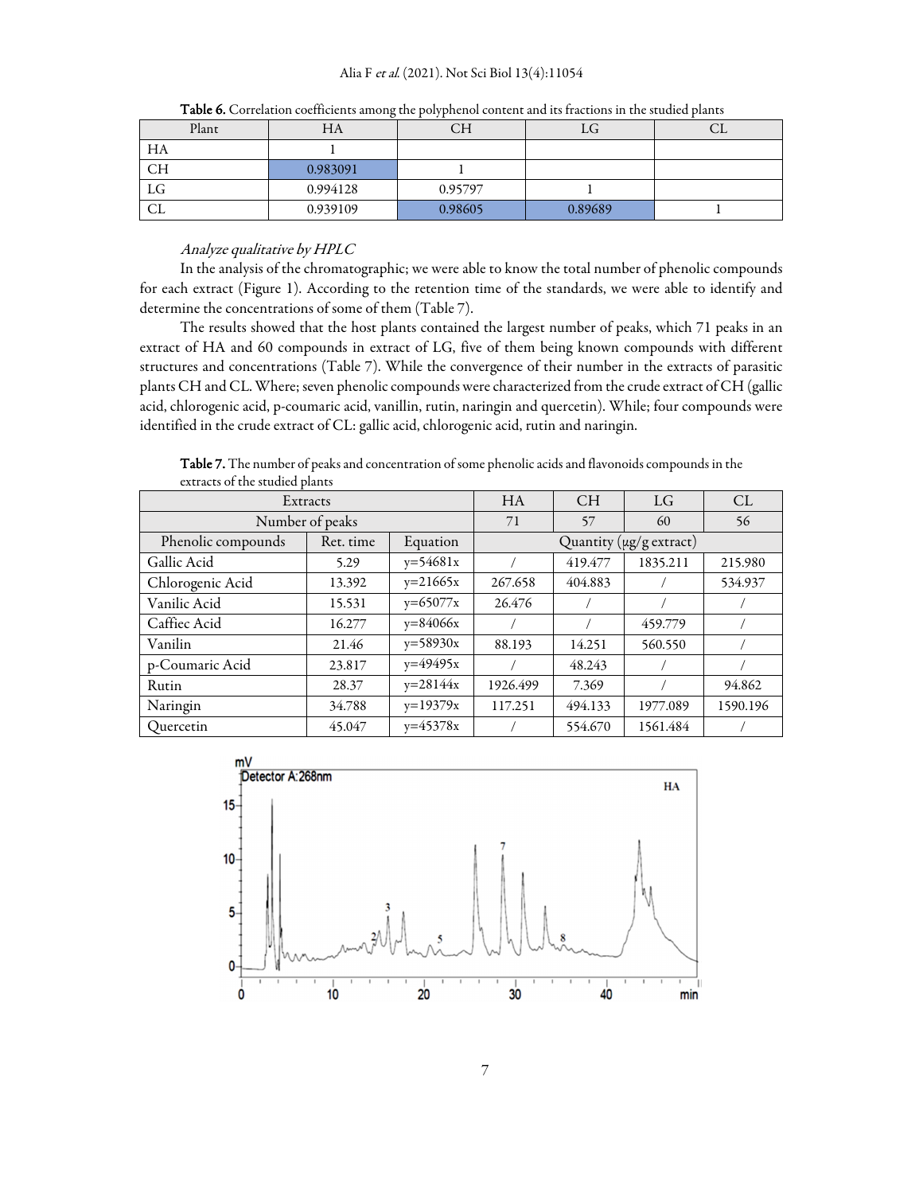**Table 6.** Correlation coefficients among the polyphenol content and its fractions in the studied plants

| Plant | HA | CH | LG | CL |
|---|---|---|---|---|
| HA | 1 | | | |
| CH | 0.983091 | 1 | | |
| LG | 0.994128 | 0.95797 | 1 | |
| CL | 0.939109 | 0.98605 | 0.89689 | 1 |

*Analyze qualitative by HPLC*

In the analysis of the chromatographic; we were able to know the total number of phenolic compounds for each extract (Figure 1). According to the retention time of the standards, we were able to identify and determine the concentrations of some of them (Table 7).

The results showed that the host plants contained the largest number of peaks, which 71 peaks in an extract of HA and 60 compounds in extract of LG, five of them being known compounds with different structures and concentrations (Table 7). While the convergence of their number in the extracts of parasitic plants CH and CL. Where; seven phenolic compounds were characterized from the crude extract of CH (gallic acid, chlorogenic acid, p-coumaric acid, vanillin, rutin, naringin and quercetin). While; four compounds were identified in the crude extract of CL: gallic acid, chlorogenic acid, rutin and naringin.

**Table 7.** The number of peaks and concentration of some phenolic acids and flavonoids compounds in the extracts of the studied plants

| Extracts | | | HA | CH | LG | CL |
|---|---|---|---|---|---|---|
| Number of peaks | | | 71 | 57 | 60 | 56 |
| Phenolic compounds | Ret. time | Equation | Quantity (μg/g extract) | | | |
| Gallic Acid | 5.29 | y=54681x | / | 419.477 | 1835.211 | 215.980 |
| Chlorogenic Acid | 13.392 | y=21665x | 267.658 | 404.883 | / | 534.937 |
| Vanilic Acid | 15.531 | y=65077x | 26.476 | / | / | / |
| Caffiec Acid | 16.277 | y=84066x | / | / | 459.779 | / |
| Vanilin | 21.46 | y=58930x | 88.193 | 14.251 | 560.550 | / |
| p-Coumaric Acid | 23.817 | y=49495x | / | 48.243 | / | / |
| Rutin | 28.37 | y=28144x | 1926.499 | 7.369 | / | 94.862 |
| Naringin | 34.788 | y=19379x | 117.251 | 494.133 | 1977.089 | 1590.196 |
| Quercetin | 45.047 | y=45378x | / | 554.670 | 1561.484 | / |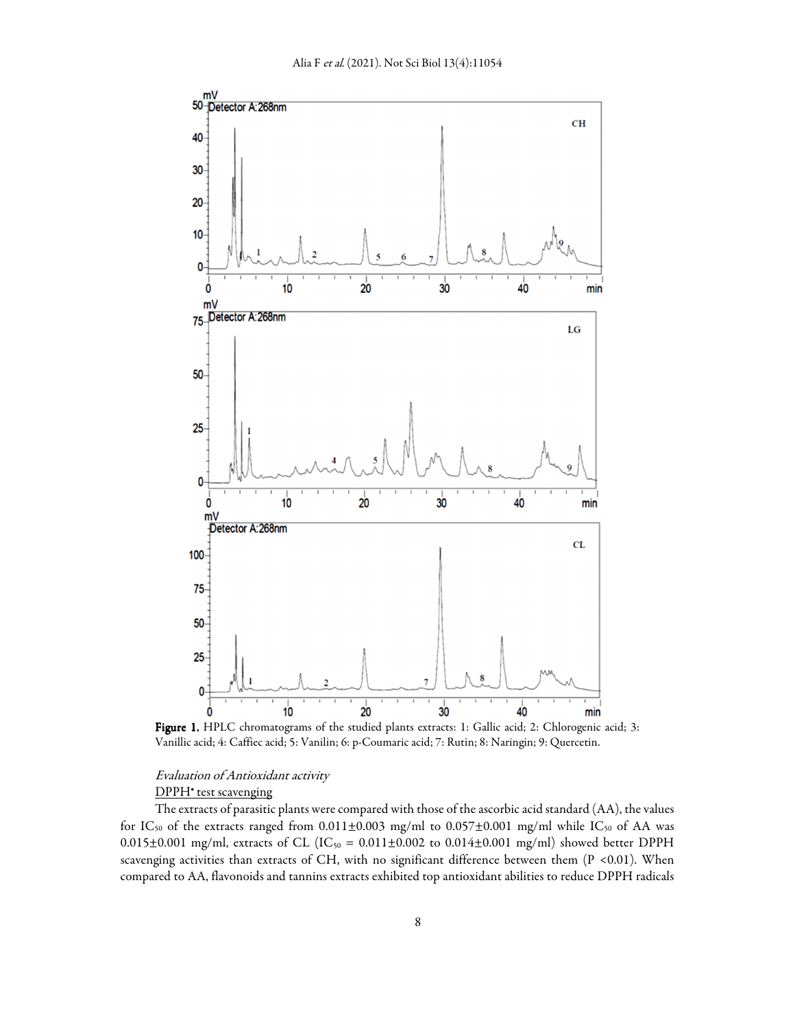Figure 1. HPLC chromatograms of the studied plants extracts: 1: Gallic acid; 2: Chlorogenic acid; 3: Vanillic acid; 4: Caffiec acid; 5: Vanilin; 6: p-Coumaric acid; 7: Rutin; 8: Naringin; 9: Quercetin.

### *Evaluation of Antioxidant activity*

#### DPPH• test scavenging

The extracts of parasitic plants were compared with those of the ascorbic acid standard (AA), the values for $IC_{50}$ of the extracts ranged from 0.011±0.003 mg/ml to 0.057±0.001 mg/ml while $IC_{50}$ of AA was 0.015±0.001 mg/ml, extracts of CL ($IC_{50}$ = 0.011±0.002 to 0.014±0.001 mg/ml) showed better DPPH scavenging activities than extracts of CH, with no significant difference between them ($P < 0.01$). When compared to AA, flavonoids and tannins extracts exhibited top antioxidant abilities to reduce DPPH radicals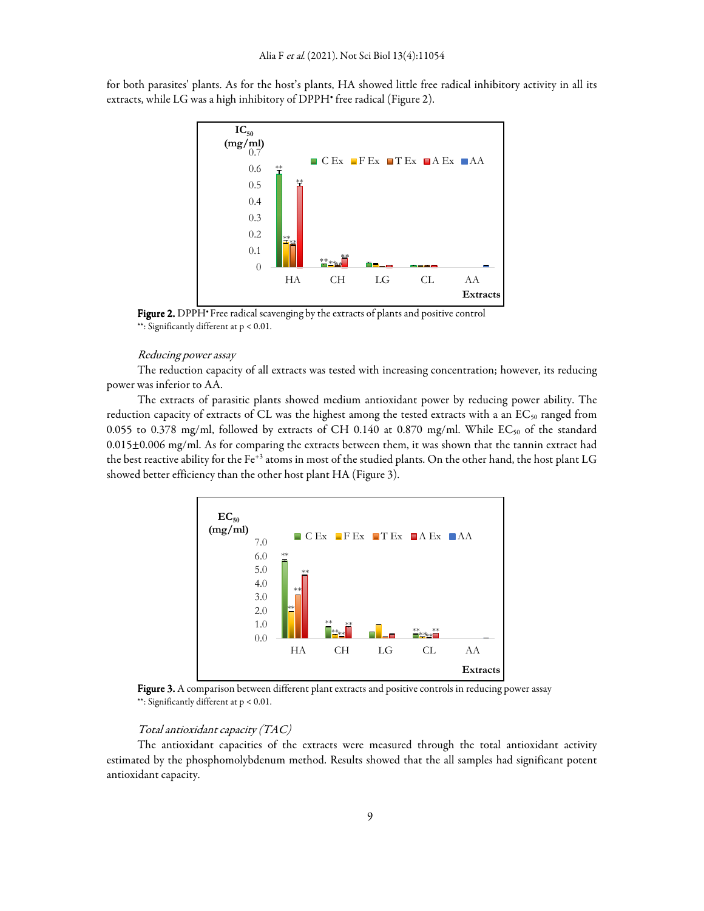for both parasites' plants. As for the host's plants, HA showed little free radical inhibitory activity in all its extracts, while LG was a high inhibitory of DPPH• free radical (Figure 2).

**Figure 2.** DPPH• Free radical scavenging by the extracts of plants and positive control
**: Significantly different at $p < 0.01$.

*Reducing power assay*

The reduction capacity of all extracts was tested with increasing concentration; however, its reducing power was inferior to AA.

The extracts of parasitic plants showed medium antioxidant power by reducing power ability. The reduction capacity of extracts of CL was the highest among the tested extracts with a an $EC_{50}$ ranged from 0.055 to 0.378 mg/ml, followed by extracts of CH 0.140 at 0.870 mg/ml. While $EC_{50}$ of the standard 0.015±0.006 mg/ml. As for comparing the extracts between them, it was shown that the tannin extract had the best reactive ability for the $Fe^{+3}$ atoms in most of the studied plants. On the other hand, the host plant LG showed better efficiency than the other host plant HA (Figure 3).

**Figure 3.** A comparison between different plant extracts and positive controls in reducing power assay
**: Significantly different at $p < 0.01$.

*Total antioxidant capacity (TAC)*

The antioxidant capacities of the extracts were measured through the total antioxidant activity estimated by the phosphomolybdenum method. Results showed that the all samples had significant potent antioxidant capacity.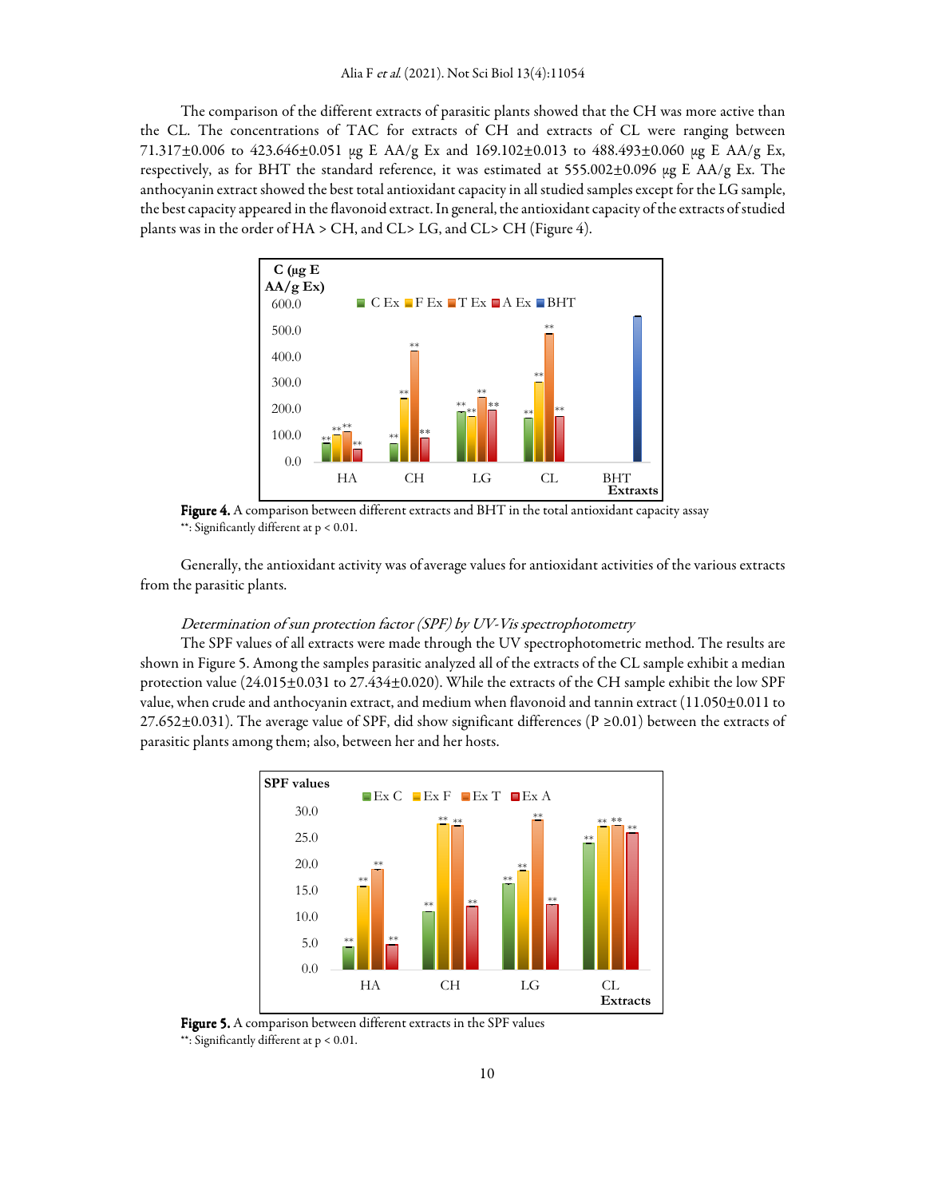The comparison of the different extracts of parasitic plants showed that the CH was more active than the CL. The concentrations of TAC for extracts of CH and extracts of CL were ranging between 71.317±0.006 to 423.646±0.051 µg E AA/g Ex and 169.102±0.013 to 488.493±0.060 µg E AA/g Ex, respectively, as for BHT the standard reference, it was estimated at 555.002±0.096 µg E AA/g Ex. The anthocyanin extract showed the best total antioxidant capacity in all studied samples except for the LG sample, the best capacity appeared in the flavonoid extract. In general, the antioxidant capacity of the extracts of studied plants was in the order of HA > CH, and CL> LG, and CL> CH (Figure 4).

**Figure 4.** A comparison between different extracts and BHT in the total antioxidant capacity assay
**: Significantly different at p < 0.01.

Generally, the antioxidant activity was of average values for antioxidant activities of the various extracts from the parasitic plants.

*Determination of sun protection factor (SPF) by UV-Vis spectrophotometry*

The SPF values of all extracts were made through the UV spectrophotometric method. The results are shown in Figure 5. Among the samples parasitic analyzed all of the extracts of the CL sample exhibit a median protection value (24.015±0.031 to 27.434±0.020). While the extracts of the CH sample exhibit the low SPF value, when crude and anthocyanin extract, and medium when flavonoid and tannin extract (11.050±0.011 to 27.652±0.031). The average value of SPF, did show significant differences (P ≥0.01) between the extracts of parasitic plants among them; also, between her and her hosts.

**Figure 5.** A comparison between different extracts in the SPF values
**: Significantly different at p < 0.01.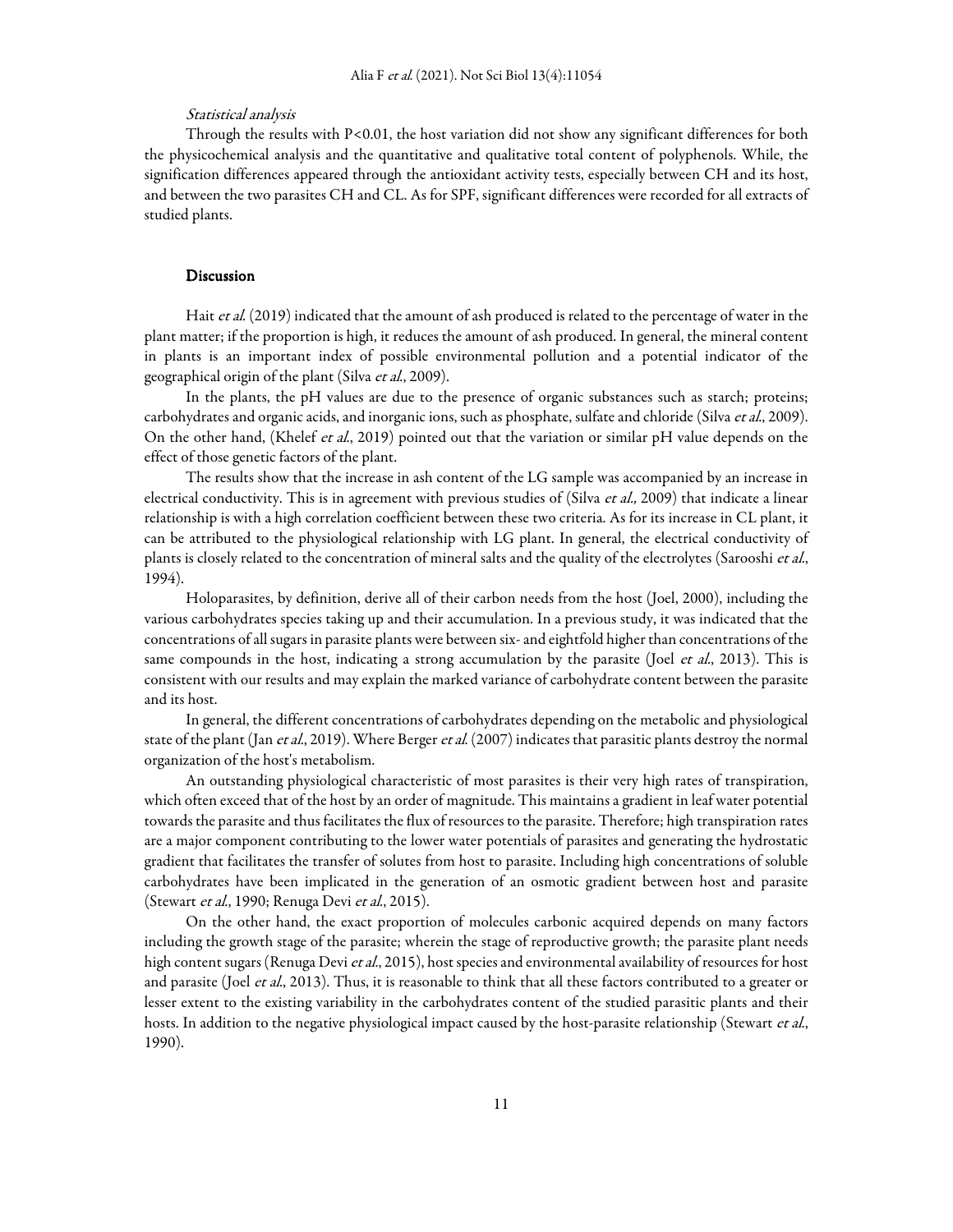*Statistical analysis*

Through the results with $P<0.01$, the host variation did not show any significant differences for both the physicochemical analysis and the quantitative and qualitative total content of polyphenols. While, the signification differences appeared through the antioxidant activity tests, especially between CH and its host, and between the two parasites CH and CL. As for SPF, significant differences were recorded for all extracts of studied plants.

## Discussion

Hait *et al.* (2019) indicated that the amount of ash produced is related to the percentage of water in the plant matter; if the proportion is high, it reduces the amount of ash produced. In general, the mineral content in plants is an important index of possible environmental pollution and a potential indicator of the geographical origin of the plant (Silva *et al.*, 2009).

In the plants, the pH values are due to the presence of organic substances such as starch; proteins; carbohydrates and organic acids, and inorganic ions, such as phosphate, sulfate and chloride (Silva *et al.*, 2009). On the other hand, (Khelef *et al.*, 2019) pointed out that the variation or similar pH value depends on the effect of those genetic factors of the plant.

The results show that the increase in ash content of the LG sample was accompanied by an increase in electrical conductivity. This is in agreement with previous studies of (Silva *et al.,* 2009) that indicate a linear relationship is with a high correlation coefficient between these two criteria. As for its increase in CL plant, it can be attributed to the physiological relationship with LG plant. In general, the electrical conductivity of plants is closely related to the concentration of mineral salts and the quality of the electrolytes (Sarooshi *et al.*, 1994).

Holoparasites, by definition, derive all of their carbon needs from the host (Joel, 2000), including the various carbohydrates species taking up and their accumulation. In a previous study, it was indicated that the concentrations of all sugars in parasite plants were between six- and eightfold higher than concentrations of the same compounds in the host, indicating a strong accumulation by the parasite (Joel *et al.*, 2013). This is consistent with our results and may explain the marked variance of carbohydrate content between the parasite and its host.

In general, the different concentrations of carbohydrates depending on the metabolic and physiological state of the plant (Jan *et al.*, 2019). Where Berger *et al.* (2007) indicates that parasitic plants destroy the normal organization of the host's metabolism.

An outstanding physiological characteristic of most parasites is their very high rates of transpiration, which often exceed that of the host by an order of magnitude. This maintains a gradient in leaf water potential towards the parasite and thus facilitates the flux of resources to the parasite. Therefore; high transpiration rates are a major component contributing to the lower water potentials of parasites and generating the hydrostatic gradient that facilitates the transfer of solutes from host to parasite. Including high concentrations of soluble carbohydrates have been implicated in the generation of an osmotic gradient between host and parasite (Stewart *et al.*, 1990; Renuga Devi *et al.*, 2015).

On the other hand, the exact proportion of molecules carbonic acquired depends on many factors including the growth stage of the parasite; wherein the stage of reproductive growth; the parasite plant needs high content sugars (Renuga Devi *et al.*, 2015), host species and environmental availability of resources for host and parasite (Joel *et al.*, 2013). Thus, it is reasonable to think that all these factors contributed to a greater or lesser extent to the existing variability in the carbohydrates content of the studied parasitic plants and their hosts. In addition to the negative physiological impact caused by the host-parasite relationship (Stewart *et al.*, 1990).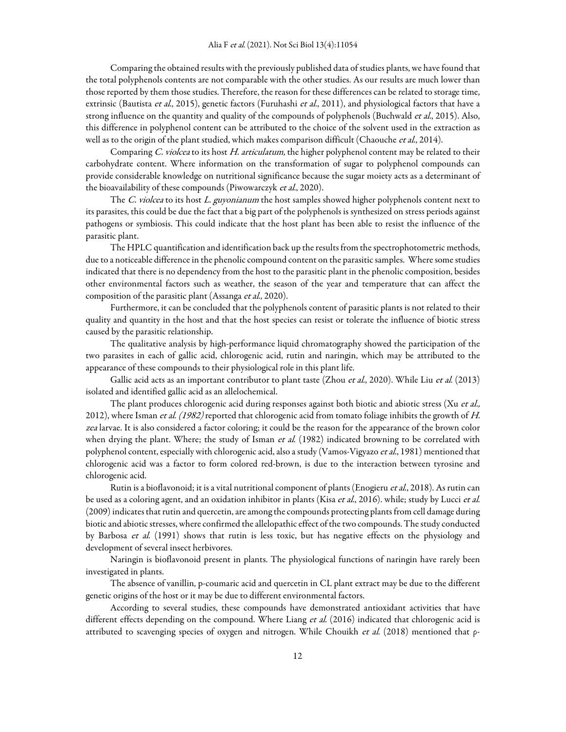Comparing the obtained results with the previously published data of studies plants, we have found that the total polyphenols contents are not comparable with the other studies. As our results are much lower than those reported by them those studies. Therefore, the reason for these differences can be related to storage time, extrinsic (Bautista *et al*., 2015), genetic factors (Furuhashi *et al*., 2011), and physiological factors that have a strong influence on the quantity and quality of the compounds of polyphenols (Buchwald *et al*., 2015). Also, this difference in polyphenol content can be attributed to the choice of the solvent used in the extraction as well as to the origin of the plant studied, which makes comparison difficult (Chaouche *et al*., 2014).

Comparing *C. violcea* to its host *H. articulatum,* the higher polyphenol content may be related to their carbohydrate content. Where information on the transformation of sugar to polyphenol compounds can provide considerable knowledge on nutritional significance because the sugar moiety acts as a determinant of the bioavailability of these compounds (Piwowarczyk *et al*., 2020).

The *C. violcea* to its host *L. guyonianum* the host samples showed higher polyphenols content next to its parasites, this could be due the fact that a big part of the polyphenols is synthesized on stress periods against pathogens or symbiosis. This could indicate that the host plant has been able to resist the influence of the parasitic plant.

The HPLC quantification and identification back up the results from the spectrophotometric methods, due to a noticeable difference in the phenolic compound content on the parasitic samples. Where some studies indicated that there is no dependency from the host to the parasitic plant in the phenolic composition, besides other environmental factors such as weather, the season of the year and temperature that can affect the composition of the parasitic plant (Assanga *et al*., 2020).

Furthermore, it can be concluded that the polyphenols content of parasitic plants is not related to their quality and quantity in the host and that the host species can resist or tolerate the influence of biotic stress caused by the parasitic relationship.

The qualitative analysis by high-performance liquid chromatography showed the participation of the two parasites in each of gallic acid, chlorogenic acid, rutin and naringin, which may be attributed to the appearance of these compounds to their physiological role in this plant life.

Gallic acid acts as an important contributor to plant taste (Zhou *et al*., 2020). While Liu *et al.* (2013) isolated and identified gallic acid as an allelochemical.

The plant produces chlorogenic acid during responses against both biotic and abiotic stress (Xu *et al.,* 2012), where Isman *et al. (1982)* reported that chlorogenic acid from tomato foliage inhibits the growth of *H. zea* larvae. It is also considered a factor coloring; it could be the reason for the appearance of the brown color when drying the plant. Where; the study of Isman *et al.* (1982) indicated browning to be correlated with polyphenol content, especially with chlorogenic acid, also a study (Vamos-Vigyazo *et al*., 1981) mentioned that chlorogenic acid was a factor to form colored red-brown, is due to the interaction between tyrosine and chlorogenic acid.

Rutin is a bioflavonoid; it is a vital nutritional component of plants (Enogieru *et al*., 2018). As rutin can be used as a coloring agent, and an oxidation inhibitor in plants (Kisa *et al*., 2016). while; study by Lucci *et al.* (2009) indicates that rutin and quercetin, are among the compounds protecting plants from cell damage during biotic and abiotic stresses, where confirmed the allelopathic effect of the two compounds. The study conducted by Barbosa *et al.* (1991) shows that rutin is less toxic, but has negative effects on the physiology and development of several insect herbivores.

Naringin is bioflavonoid present in plants. The physiological functions of naringin have rarely been investigated in plants.

The absence of vanillin, p-coumaric acid and quercetin in CL plant extract may be due to the different genetic origins of the host or it may be due to different environmental factors.

According to several studies, these compounds have demonstrated antioxidant activities that have different effects depending on the compound. Where Liang *et al.* (2016) indicated that chlorogenic acid is attributed to scavenging species of oxygen and nitrogen. While Chouikh *et al.* (2018) mentioned that ρ-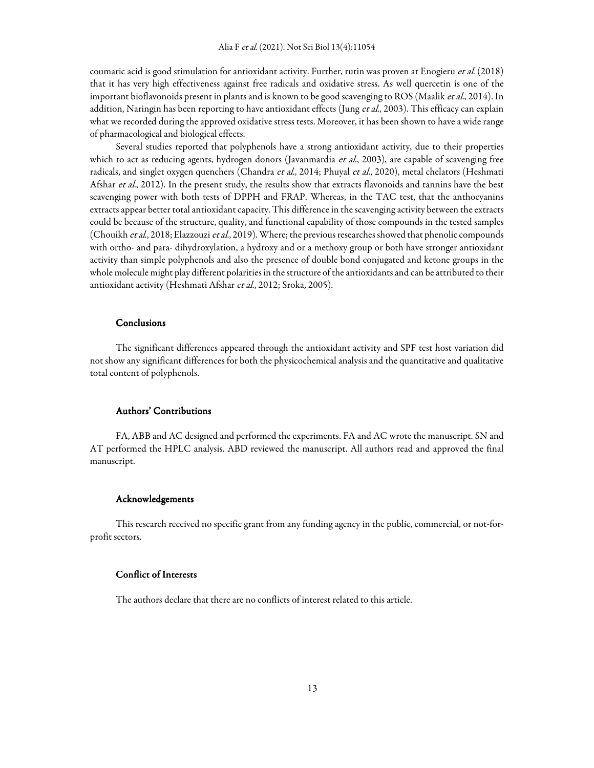coumaric acid is good stimulation for antioxidant activity. Further, rutin was proven at Enogieru *et al.* (2018) that it has very high effectiveness against free radicals and oxidative stress. As well quercetin is one of the important bioflavonoids present in plants and is known to be good scavenging to ROS (Maalik *et al.*, 2014). In addition, Naringin has been reporting to have antioxidant effects (Jung *et al.*, 2003). This efficacy can explain what we recorded during the approved oxidative stress tests. Moreover, it has been shown to have a wide range of pharmacological and biological effects.

Several studies reported that polyphenols have a strong antioxidant activity, due to their properties which to act as reducing agents, hydrogen donors (Javanmardia *et al.*, 2003), are capable of scavenging free radicals, and singlet oxygen quenchers (Chandra *et al.*, 2014; Phuyal *et al.*, 2020), metal chelators (Heshmati Afshar *et al.*, 2012). In the present study, the results show that extracts flavonoids and tannins have the best scavenging power with both tests of DPPH and FRAP. Whereas, in the TAC test, that the anthocyanins extracts appear better total antioxidant capacity. This difference in the scavenging activity between the extracts could be because of the structure, quality, and functional capability of those compounds in the tested samples (Chouikh *et al.*, 2018; Elazzouzi *et al.*, 2019). Where; the previous researches showed that phenolic compounds with ortho- and para- dihydroxylation, a hydroxy and or a methoxy group or both have stronger antioxidant activity than simple polyphenols and also the presence of double bond conjugated and ketone groups in the whole molecule might play different polarities in the structure of the antioxidants and can be attributed to their antioxidant activity (Heshmati Afshar *et al.*, 2012; Sroka, 2005).

## Conclusions

The significant differences appeared through the antioxidant activity and SPF test host variation did not show any significant differences for both the physicochemical analysis and the quantitative and qualitative total content of polyphenols.

## Authors' Contributions

FA, ABB and AC designed and performed the experiments. FA and AC wrote the manuscript. SN and AT performed the HPLC analysis. ABD reviewed the manuscript. All authors read and approved the final manuscript.

## Acknowledgements

This research received no specific grant from any funding agency in the public, commercial, or not-for-profit sectors.

## Conflict of Interests

The authors declare that there are no conflicts of interest related to this article.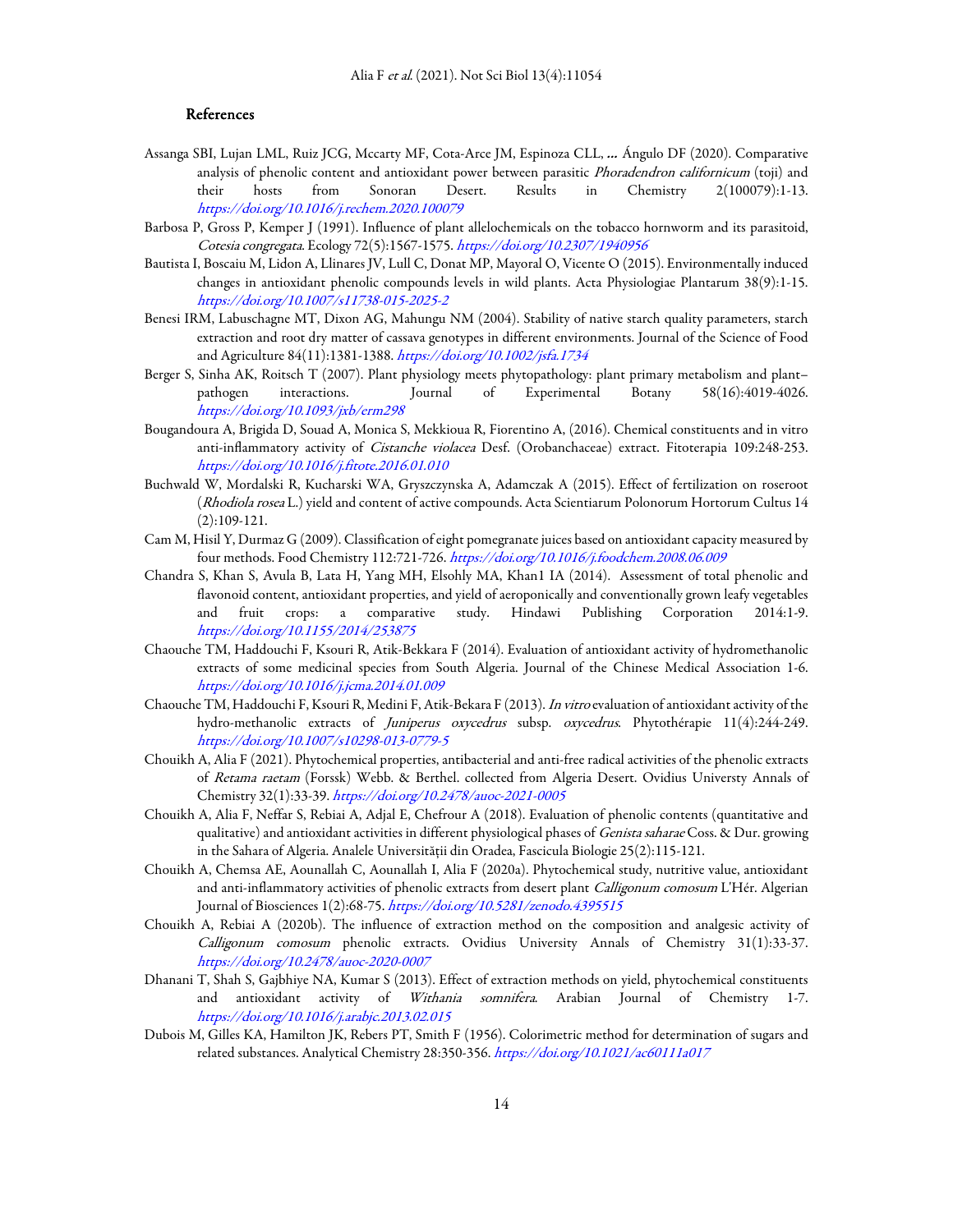## References

Assanga SBI, Lujan LML, Ruiz JCG, Mccarty MF, Cota-Arce JM, Espinoza CLL, … Ángulo DF (2020). Comparative analysis of phenolic content and antioxidant power between parasitic *Phoradendron californicum* (toji) and their hosts from Sonoran Desert. Results in Chemistry 2(100079):1-13. *https://doi.org/10.1016/j.rechem.2020.100079*

Barbosa P, Gross P, Kemper J (1991). Influence of plant allelochemicals on the tobacco hornworm and its parasitoid, *Cotesia congregata*. Ecology 72(5):1567-1575. *https://doi.org/10.2307/1940956*

Bautista I, Boscaiu M, Lidon A, Llinares JV, Lull C, Donat MP, Mayoral O, Vicente O (2015). Environmentally induced changes in antioxidant phenolic compounds levels in wild plants. Acta Physiologiae Plantarum 38(9):1-15. *https://doi.org/10.1007/s11738-015-2025-2*

Benesi IRM, Labuschagne MT, Dixon AG, Mahungu NM (2004). Stability of native starch quality parameters, starch extraction and root dry matter of cassava genotypes in different environments. Journal of the Science of Food and Agriculture 84(11):1381-1388. *https://doi.org/10.1002/jsfa.1734*

Berger S, Sinha AK, Roitsch T (2007). Plant physiology meets phytopathology: plant primary metabolism and plant–pathogen interactions. Journal of Experimental Botany 58(16):4019-4026. *https://doi.org/10.1093/jxb/erm298*

Bougandoura A, Brigida D, Souad A, Monica S, Mekkioua R, Fiorentino A, (2016). Chemical constituents and in vitro anti-inflammatory activity of *Cistanche violacea* Desf. (Orobanchaceae) extract. Fitoterapia 109:248-253. *https://doi.org/10.1016/j.fitote.2016.01.010*

Buchwald W, Mordalski R, Kucharski WA, Gryszczynska A, Adamczak A (2015). Effect of fertilization on roseroot (*Rhodiola rosea* L.) yield and content of active compounds. Acta Scientiarum Polonorum Hortorum Cultus 14 (2):109-121.

Cam M, Hisil Y, Durmaz G (2009). Classification of eight pomegranate juices based on antioxidant capacity measured by four methods. Food Chemistry 112:721-726. *https://doi.org/10.1016/j.foodchem.2008.06.009*

Chandra S, Khan S, Avula B, Lata H, Yang MH, Elsohly MA, Khan1 IA (2014). Assessment of total phenolic and flavonoid content, antioxidant properties, and yield of aeroponically and conventionally grown leafy vegetables and fruit crops: a comparative study. Hindawi Publishing Corporation 2014:1-9. *https://doi.org/10.1155/2014/253875*

Chaouche TM, Haddouchi F, Ksouri R, Atik-Bekkara F (2014). Evaluation of antioxidant activity of hydromethanolic extracts of some medicinal species from South Algeria. Journal of the Chinese Medical Association 1-6. *https://doi.org/10.1016/j.jcma.2014.01.009*

Chaouche TM, Haddouchi F, Ksouri R, Medini F, Atik-Bekara F (2013). *In vitro* evaluation of antioxidant activity of the hydro-methanolic extracts of *Juniperus oxycedrus* subsp. *oxycedrus*. Phytothérapie 11(4):244-249. *https://doi.org/10.1007/s10298-013-0779-5*

Chouikh A, Alia F (2021). Phytochemical properties, antibacterial and anti-free radical activities of the phenolic extracts of *Retama raetam* (Forssk) Webb. & Berthel. collected from Algeria Desert. Ovidius Universty Annals of Chemistry 32(1):33-39. *https://doi.org/10.2478/auoc-2021-0005*

Chouikh A, Alia F, Neffar S, Rebiai A, Adjal E, Chefrour A (2018). Evaluation of phenolic contents (quantitative and qualitative) and antioxidant activities in different physiological phases of *Genista saharae* Coss. & Dur. growing in the Sahara of Algeria. Analele Universităţii din Oradea, Fascicula Biologie 25(2):115-121.

Chouikh A, Chemsa AE, Aounallah C, Aounallah I, Alia F (2020a). Phytochemical study, nutritive value, antioxidant and anti-inflammatory activities of phenolic extracts from desert plant *Calligonum comosum* L'Hér. Algerian Journal of Biosciences 1(2):68-75. *https://doi.org/10.5281/zenodo.4395515*

Chouikh A, Rebiai A (2020b). The influence of extraction method on the composition and analgesic activity of *Calligonum comosum* phenolic extracts. Ovidius University Annals of Chemistry 31(1):33-37. *https://doi.org/10.2478/auoc-2020-0007*

Dhanani T, Shah S, Gajbhiye NA, Kumar S (2013). Effect of extraction methods on yield, phytochemical constituents and antioxidant activity of *Withania somnifera*. Arabian Journal of Chemistry 1-7. *https://doi.org/10.1016/j.arabjc.2013.02.015*

Dubois M, Gilles KA, Hamilton JK, Rebers PT, Smith F (1956). Colorimetric method for determination of sugars and related substances. Analytical Chemistry 28:350-356. *https://doi.org/10.1021/ac60111a017*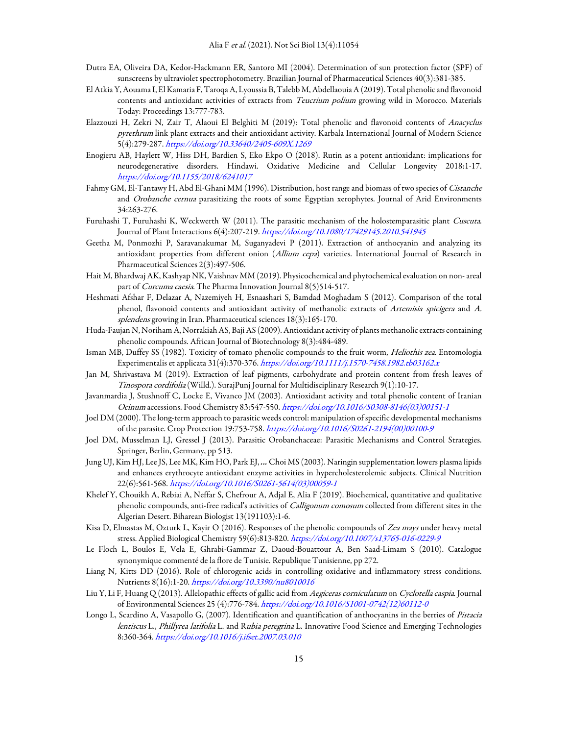Dutra EA, Oliveira DA, Kedor-Hackmann ER, Santoro MI (2004). Determination of sun protection factor (SPF) of sunscreens by ultraviolet spectrophotometry. Brazilian Journal of Pharmaceutical Sciences 40(3):381-385.

El Atkia Y, Aouama I, El Kamaria F, Taroqa A, Lyoussia B, Talebb M, Abdellaouia A (2019). Total phenolic and flavonoid contents and antioxidant activities of extracts from *Teucrium polium* growing wild in Morocco. Materials Today: Proceedings 13:777-783.

Elazzouzi H, Zekri N, Zair T, Alaoui El Belghiti M (2019): Total phenolic and flavonoid contents of *Anacyclus pyrethrum* link plant extracts and their antioxidant activity. Karbala International Journal of Modern Science 5(4):279-287. *https://doi.org/10.33640/2405-609X.1269*

Enogieru AB, Haylett W, Hiss DH, Bardien S, Eko Ekpo O (2018). Rutin as a potent antioxidant: implications for neurodegenerative disorders. Hindawi. Oxidative Medicine and Cellular Longevity 2018:1-17. *https://doi.org/10.1155/2018/6241017*

Fahmy GM, El-Tantawy H, Abd El-Ghani MM (1996). Distribution, host range and biomass of two species of *Cistanche* and *Orobanche cernua* parasitizing the roots of some Egyptian xerophytes. Journal of Arid Environments 34:263-276.

Furuhashi T, Furuhashi K, Weckwerth W (2011). The parasitic mechanism of the holostemparasitic plant *Cuscuta*. Journal of Plant Interactions 6(4):207-219. *https://doi.org/10.1080/17429145.2010.541945*

Geetha M, Ponmozhi P, Saravanakumar M, Suganyadevi P (2011). Extraction of anthocyanin and analyzing its antioxidant properties from different onion (*Allium cepa*) varieties. International Journal of Research in Pharmaceutical Sciences 2(3):497-506.

Hait M, Bhardwaj AK, Kashyap NK, Vaishnav MM (2019). Physicochemical and phytochemical evaluation on non- areal part of *Curcuma caesia*. The Pharma Innovation Journal 8(5)514-517.

Heshmati Afshar F, Delazar A, Nazemiyeh H, Esnaashari S, Bamdad Moghadam S (2012). Comparison of the total phenol, flavonoid contents and antioxidant activity of methanolic extracts of *Artemisia spicigera* and *A. splendens* growing in Iran. Pharmaceutical sciences 18(3):165-170.

Huda-Faujan N, Noriham A, Norrakiah AS, Baji AS (2009). Antioxidant activity of plants methanolic extracts containing phenolic compounds. African Journal of Biotechnology 8(3):484-489.

Isman MB, Duffey SS (1982). Toxicity of tomato phenolic compounds to the fruit worm, *Heliothis zea*. Entomologia Experimentalis et applicata 31(4):370-376. *https://doi.org/10.1111/j.1570-7458.1982.tb03162.x*

Jan M, Shrivastava M (2019). Extraction of leaf pigments, carbohydrate and protein content from fresh leaves of *Tinospora cordifolia* (Willd.). SurajPunj Journal for Multidisciplinary Research 9(1):10-17.

Javanmardia J, Stushnoff C, Locke E, Vivanco JM (2003). Antioxidant activity and total phenolic content of Iranian *Ocinum* accessions. Food Chemistry 83:547-550. *https://doi.org/10.1016/S0308-8146(03)00151-1*

Joel DM (2000). The long-term approach to parasitic weeds control: manipulation of specific developmental mechanisms of the parasite. Crop Protection 19:753-758. *https://doi.org/10.1016/S0261-2194(00)00100-9*

Joel DM, Musselman LJ, Gressel J (2013). Parasitic Orobanchaceae: Parasitic Mechanisms and Control Strategies. Springer, Berlin, Germany, pp 513.

Jung UJ, Kim HJ, Lee JS, Lee MK, Kim HO, Park EJ,**…** Choi MS (2003). Naringin supplementation lowers plasma lipids and enhances erythrocyte antioxidant enzyme activities in hypercholesterolemic subjects. Clinical Nutrition 22(6):561-568. *https://doi.org/10.1016/S0261-5614(03)00059-1*

Khelef Y, Chouikh A, Rebiai A, Neffar S, Chefrour A, Adjal E, Alia F (2019). Biochemical, quantitative and qualitative phenolic compounds, anti-free radical's activities of *Calligonum comosum* collected from different sites in the Algerian Desert. Biharean Biologist 13(191103):1-6.

Kisa D, Elmastas M, Ozturk L, Kayir O (2016). Responses of the phenolic compounds of *Zea mays* under heavy metal stress. Applied Biological Chemistry 59(6):813-820. *https://doi.org/10.1007/s13765-016-0229-9*

Le Floch L, Boulos E, Vela E, Ghrabi-Gammar Z, Daoud-Bouattour A, Ben Saad-Limam S (2010). Catalogue synonymique commenté de la flore de Tunisie. Republique Tunisienne, pp 272.

Liang N, Kitts DD (2016). Role of chlorogenic acids in controlling oxidative and inflammatory stress conditions. Nutrients 8(16):1-20. *https://doi.org/10.3390/nu8010016*

Liu Y, Li F, Huang Q (2013). Allelopathic effects of gallic acid from *Aegiceras corniculatum* on *Cyclotella caspia*. Journal of Environmental Sciences 25 (4):776-784. *https://doi.org/10.1016/S1001-0742(12)60112-0*

Longo L, Scardino A, Vasapollo G, (2007). Identification and quantification of anthocyanins in the berries of *Pistacia lentiscus* L., *Phillyrea latifolia* L. and R*ubia peregrina* L. Innovative Food Science and Emerging Technologies 8:360-364. *https://doi.org/10.1016/j.ifset.2007.03.010*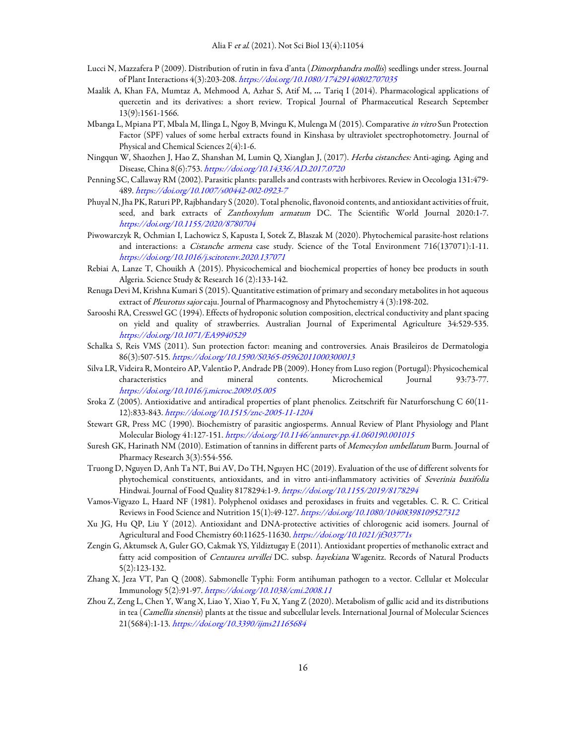Lucci N, Mazzafera P (2009). Distribution of rutin in fava d'anta (*Dimorphandra mollis*) seedlings under stress. Journal of Plant Interactions 4(3):203-208. *https://doi.org/10.1080/17429140802707035*

Maalik A, Khan FA, Mumtaz A, Mehmood A, Azhar S, Atif M, ... Tariq I (2014). Pharmacological applications of quercetin and its derivatives: a short review. Tropical Journal of Pharmaceutical Research September 13(9):1561-1566.

Mbanga L, Mpiana PT, Mbala M, Ilinga L, Ngoy B, Mvingu K, Mulenga M (2015). Comparative *in vitro* Sun Protection Factor (SPF) values of some herbal extracts found in Kinshasa by ultraviolet spectrophotometry. Journal of Physical and Chemical Sciences 2(4):1-6.

Ningqun W, Shaozhen J, Hao Z, Shanshan M, Lumin Q, Xianglan J, (2017). *Herba cistanches:* Anti-aging*.* Aging and Disease, China 8(6):753. *https://doi.org/10.14336/AD.2017.0720*

Penning SC, Callaway RM (2002). Parasitic plants: parallels and contrasts with herbivores. Review in Oecologia 131:479-489. *https://doi.org/10.1007/s00442-002-0923-7*

Phuyal N, Jha PK, Raturi PP, Rajbhandary S (2020). Total phenolic, flavonoid contents, and antioxidant activities of fruit, seed, and bark extracts of *Zanthoxylum armatum* DC. The Scientific World Journal 2020:1-7. *https://doi.org/10.1155/2020/8780704*

Piwowarczyk R, Ochmian I, Lachowicz S, Kapusta I, Sotek Z, Błaszak M (2020). Phytochemical parasite-host relations and interactions: a *Cistanche armena* case study. Science of the Total Environment 716(137071):1-11. *https://doi.org/10.1016/j.scitotenv.2020.137071*

Rebiai A, Lanze T, Chouikh A (2015). Physicochemical and biochemical properties of honey bee products in south Algeria. Science Study & Research 16 (2):133-142.

Renuga Devi M, Krishna Kumari S (2015). Quantitative estimation of primary and secondary metabolites in hot aqueous extract of *Pleurotus sajor* caju. Journal of Pharmacognosy and Phytochemistry 4 (3):198-202.

Sarooshi RA, Cresswel GC (1994). Effects of hydroponic solution composition, electrical conductivity and plant spacing on yield and quality of strawberries. Australian Journal of Experimental Agriculture 34:529-535. *https://doi.org/10.1071/EA9940529*

Schalka S, Reis VMS (2011). Sun protection factor: meaning and controversies. Anais Brasileiros de Dermatologia 86(3):507-515. *https://doi.org/10.1590/S0365-05962011000300013*

Silva LR, Videira R, Monteiro AP, Valentão P, Andrade PB (2009). Honey from Luso region (Portugal): Physicochemical characteristics and mineral contents. Microchemical Journal 93:73-77. *https://doi.org/10.1016/j.microc.2009.05.005*

Sroka Z (2005). Antioxidative and antiradical properties of plant phenolics. Zeitschrift für Naturforschung C 60(11-12):833-843. *https://doi.org/10.1515/znc-2005-11-1204*

Stewart GR, Press MC (1990). Biochemistry of parasitic angiosperms. Annual Review of Plant Physiology and Plant Molecular Biology 41:127-151. *https://doi.org/10.1146/annurev.pp.41.060190.001015*

Suresh GK, Harinath NM (2010). Estimation of tannins in different parts of *Memecylon umbellatum* Burm. Journal of Pharmacy Research 3(3):554-556.

Truong D, Nguyen D, Anh Ta NT, Bui AV, Do TH, Nguyen HC (2019). Evaluation of the use of different solvents for phytochemical constituents, antioxidants, and in vitro anti-inflammatory activities of *Severinia buxifolia* Hindwai. Journal of Food Quality 8178294:1-9. *https://doi.org/10.1155/2019/8178294*

Vamos-Vigyazo L, Haard NF (1981). Polyphenol oxidases and peroxidases in fruits and vegetables. C. R. C. Critical Reviews in Food Science and Nutrition 15(1):49-127. *https://doi.org/10.1080/10408398109527312*

Xu JG, Hu QP, Liu Y (2012). Antioxidant and DNA-protective activities of chlorogenic acid isomers. Journal of Agricultural and Food Chemistry 60:11625-11630. *https://doi.org/10.1021/jf303771s*

Zengin G, Aktumsek A, Guler GO, Cakmak YS, Yildiztugay E (2011). Antioxidant properties of methanolic extract and fatty acid composition of *Centaurea urvillei* DC. subsp. *hayekiana* Wagenitz. Records of Natural Products 5(2):123-132.

Zhang X, Jeza VT, Pan Q (2008). Sabmonelle Typhi: Form antihuman pathogen to a vector. Cellular et Molecular Immunology 5(2):91-97. *https://doi.org/10.1038/cmi.2008.11*

Zhou Z, Zeng L, Chen Y, Wang X, Liao Y, Xiao Y, Fu X, Yang Z (2020). Metabolism of gallic acid and its distributions in tea (*Camellia sinensis*) plants at the tissue and subcellular levels. International Journal of Molecular Sciences 21(5684):1-13. *https://doi.org/10.3390/ijms21165684*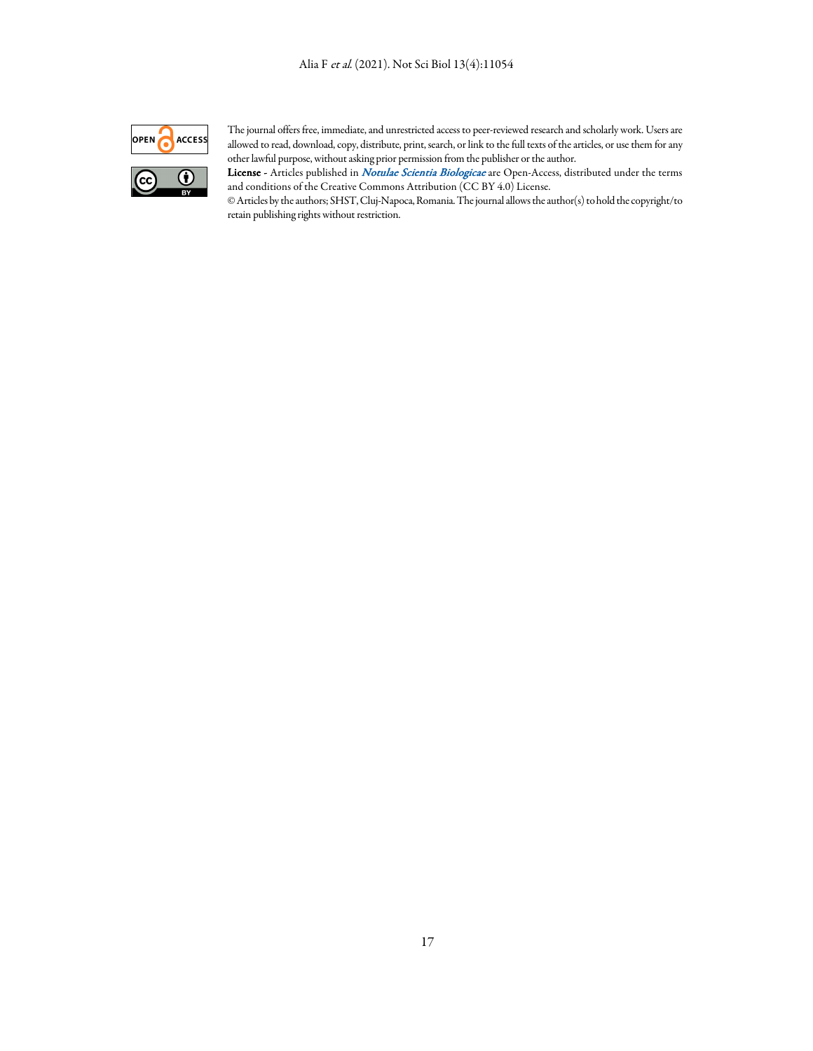The journal offers free, immediate, and unrestricted access to peer-reviewed research and scholarly work. Users are allowed to read, download, copy, distribute, print, search, or link to the full texts of the articles, or use them for any other lawful purpose, without asking prior permission from the publisher or the author.

**License** - Articles published in ***Notulae Scientia Biologicae*** are Open-Access, distributed under the terms and conditions of the Creative Commons Attribution (CC BY 4.0) License.

© Articles by the authors; SHST, Cluj-Napoca, Romania. The journal allows the author(s) to hold the copyright/to retain publishing rights without restriction.